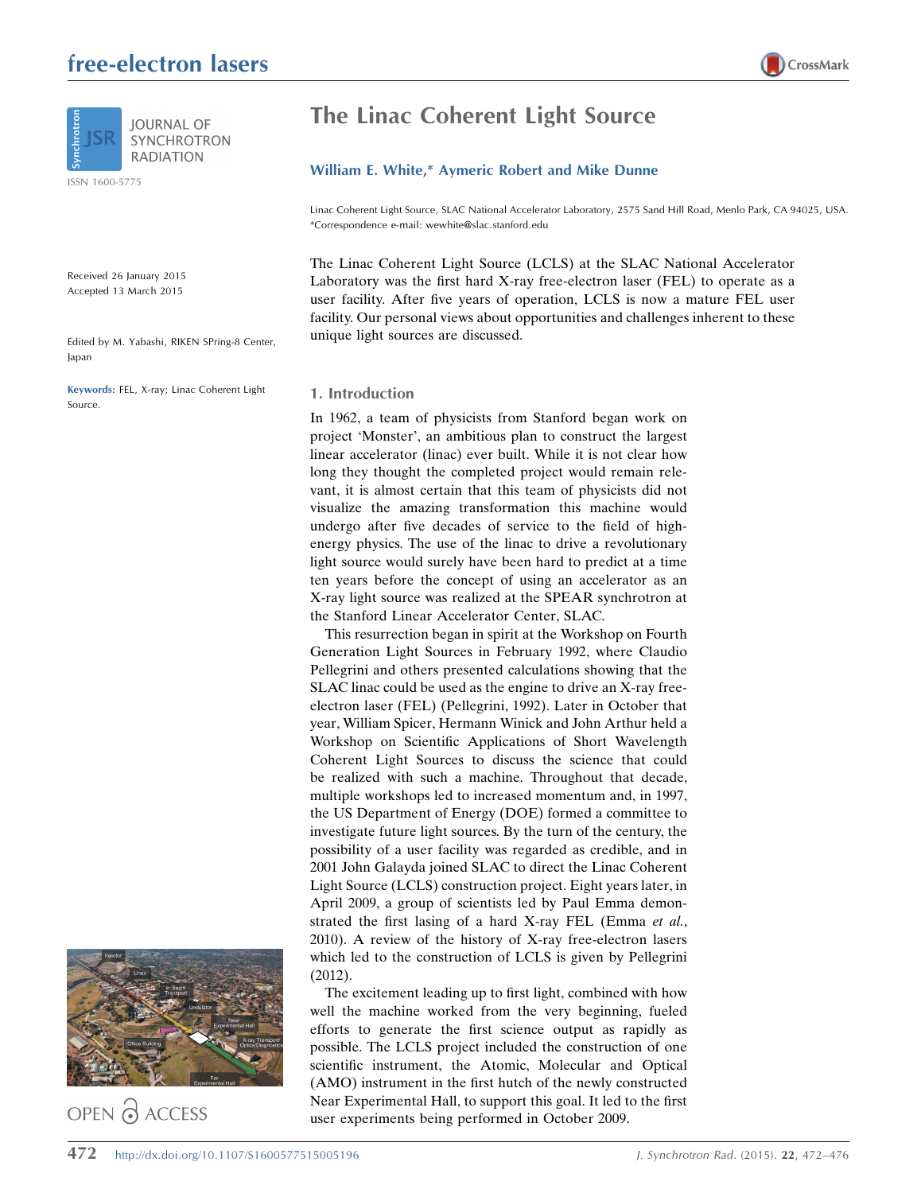# The Linac Coherent Light Source

**William E. White,\* Aymeric Robert and Mike Dunne**

Linac Coherent Light Source, SLAC National Accelerator Laboratory, 2575 Sand Hill Road, Menlo Park, CA 94025, USA. \*Correspondence e-mail: wewhite@slac.stanford.edu

Received 26 January 2015
Accepted 13 March 2015

Edited by M. Yabashi, RIKEN SPring-8 Center, Japan

**Keywords:** FEL, X-ray; Linac Coherent Light Source.

The Linac Coherent Light Source (LCLS) at the SLAC National Accelerator Laboratory was the first hard X-ray free-electron laser (FEL) to operate as a user facility. After five years of operation, LCLS is now a mature FEL user facility. Our personal views about opportunities and challenges inherent to these unique light sources are discussed.

## 1. Introduction

In 1962, a team of physicists from Stanford began work on project 'Monster', an ambitious plan to construct the largest linear accelerator (linac) ever built. While it is not clear how long they thought the completed project would remain relevant, it is almost certain that this team of physicists did not visualize the amazing transformation this machine would undergo after five decades of service to the field of high-energy physics. The use of the linac to drive a revolutionary light source would surely have been hard to predict at a time ten years before the concept of using an accelerator as an X-ray light source was realized at the SPEAR synchrotron at the Stanford Linear Accelerator Center, SLAC.

This resurrection began in spirit at the Workshop on Fourth Generation Light Sources in February 1992, where Claudio Pellegrini and others presented calculations showing that the SLAC linac could be used as the engine to drive an X-ray free-electron laser (FEL) (Pellegrini, 1992). Later in October that year, William Spicer, Hermann Winick and John Arthur held a Workshop on Scientific Applications of Short Wavelength Coherent Light Sources to discuss the science that could be realized with such a machine. Throughout that decade, multiple workshops led to increased momentum and, in 1997, the US Department of Energy (DOE) formed a committee to investigate future light sources. By the turn of the century, the possibility of a user facility was regarded as credible, and in 2001 John Galayda joined SLAC to direct the Linac Coherent Light Source (LCLS) construction project. Eight years later, in April 2009, a group of scientists led by Paul Emma demonstrated the first lasing of a hard X-ray FEL (Emma *et al.*, 2010). A review of the history of X-ray free-electron lasers which led to the construction of LCLS is given by Pellegrini (2012).

The excitement leading up to first light, combined with how well the machine worked from the very beginning, fueled efforts to generate the first science output as rapidly as possible. The LCLS project included the construction of one scientific instrument, the Atomic, Molecular and Optical (AMO) instrument in the first hutch of the newly constructed Near Experimental Hall, to support this goal. It led to the first user experiments being performed in October 2009.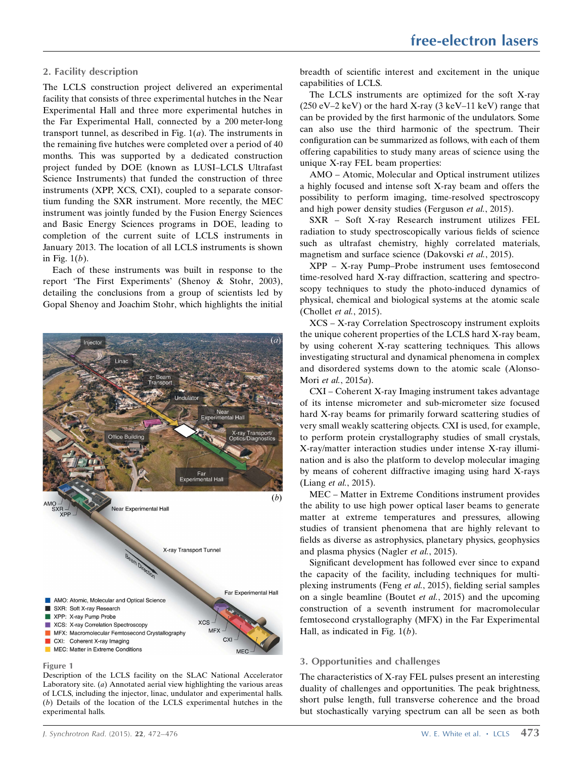## 2. Facility description

The LCLS construction project delivered an experimental facility that consists of three experimental hutches in the Near Experimental Hall and three more experimental hutches in the Far Experimental Hall, connected by a 200 meter-long transport tunnel, as described in Fig. 1(*a*). The instruments in the remaining five hutches were completed over a period of 40 months. This was supported by a dedicated construction project funded by DOE (known as LUSI–LCLS Ultrafast Science Instruments) that funded the construction of three instruments (XPP, XCS, CXI), coupled to a separate consortium funding the SXR instrument. More recently, the MEC instrument was jointly funded by the Fusion Energy Sciences and Basic Energy Sciences programs in DOE, leading to completion of the current suite of LCLS instruments in January 2013. The location of all LCLS instruments is shown in Fig. 1(*b*).

Each of these instruments was built in response to the report 'The First Experiments' (Shenoy & Stohr, 2003), detailing the conclusions from a group of scientists led by Gopal Shenoy and Joachim Stohr, which highlights the initial breadth of scientific interest and excitement in the unique capabilities of LCLS.

**Figure 1**
Description of the LCLS facility on the SLAC National Accelerator Laboratory site. (*a*) Annotated aerial view highlighting the various areas of LCLS, including the injector, linac, undulator and experimental halls. (*b*) Details of the location of the LCLS experimental hutches in the experimental halls.

The LCLS instruments are optimized for the soft X-ray (250 eV–2 keV) or the hard X-ray (3 keV–11 keV) range that can be provided by the first harmonic of the undulators. Some can also use the third harmonic of the spectrum. Their configuration can be summarized as follows, with each of them offering capabilities to study many areas of science using the unique X-ray FEL beam properties:

AMO – Atomic, Molecular and Optical instrument utilizes a highly focused and intense soft X-ray beam and offers the possibility to perform imaging, time-resolved spectroscopy and high power density studies (Ferguson *et al.*, 2015).

SXR – Soft X-ray Research instrument utilizes FEL radiation to study spectroscopically various fields of science such as ultrafast chemistry, highly correlated materials, magnetism and surface science (Dakovski *et al.*, 2015).

XPP – X-ray Pump–Probe instrument uses femtosecond time-resolved hard X-ray diffraction, scattering and spectroscopy techniques to study the photo-induced dynamics of physical, chemical and biological systems at the atomic scale (Chollet *et al.*, 2015).

XCS – X-ray Correlation Spectroscopy instrument exploits the unique coherent properties of the LCLS hard X-ray beam, by using coherent X-ray scattering techniques. This allows investigating structural and dynamical phenomena in complex and disordered systems down to the atomic scale (Alonso-Mori *et al.*, 2015*a*).

CXI – Coherent X-ray Imaging instrument takes advantage of its intense micrometer and sub-micrometer size focused hard X-ray beams for primarily forward scattering studies of very small weakly scattering objects. CXI is used, for example, to perform protein crystallography studies of small crystals, X-ray/matter interaction studies under intense X-ray illumination and is also the platform to develop molecular imaging by means of coherent diffractive imaging using hard X-rays (Liang *et al.*, 2015).

MEC – Matter in Extreme Conditions instrument provides the ability to use high power optical laser beams to generate matter at extreme temperatures and pressures, allowing studies of transient phenomena that are highly relevant to fields as diverse as astrophysics, planetary physics, geophysics and plasma physics (Nagler *et al.*, 2015).

Significant development has followed ever since to expand the capacity of the facility, including techniques for multiplexing instruments (Feng *et al.*, 2015), fielding serial samples on a single beamline (Boutet *et al.*, 2015) and the upcoming construction of a seventh instrument for macromolecular femtosecond crystallography (MFX) in the Far Experimental Hall, as indicated in Fig. 1(*b*).

## 3. Opportunities and challenges

The characteristics of X-ray FEL pulses present an interesting duality of challenges and opportunities. The peak brightness, short pulse length, full transverse coherence and the broad but stochastically varying spectrum can all be seen as both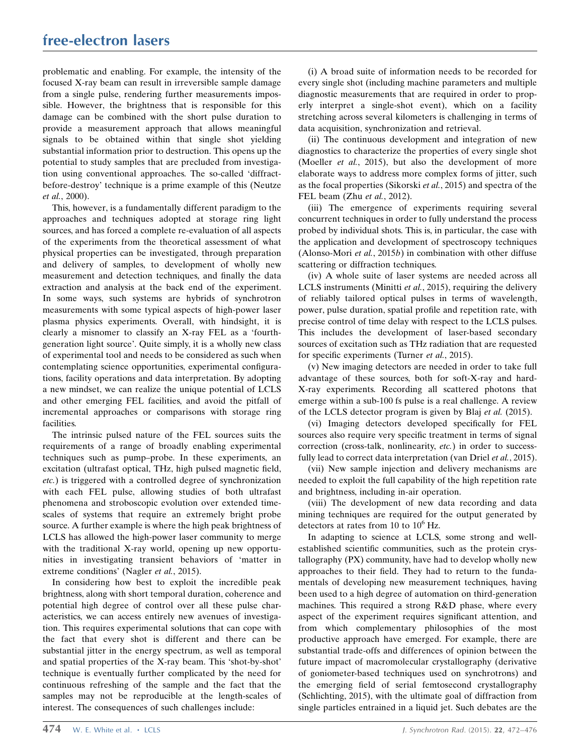problematic and enabling. For example, the intensity of the focused X-ray beam can result in irreversible sample damage from a single pulse, rendering further measurements impossible. However, the brightness that is responsible for this damage can be combined with the short pulse duration to provide a measurement approach that allows meaningful signals to be obtained within that single shot yielding substantial information prior to destruction. This opens up the potential to study samples that are precluded from investigation using conventional approaches. The so-called 'diffract-before-destroy' technique is a prime example of this (Neutze *et al.*, 2000).

This, however, is a fundamentally different paradigm to the approaches and techniques adopted at storage ring light sources, and has forced a complete re-evaluation of all aspects of the experiments from the theoretical assessment of what physical properties can be investigated, through preparation and delivery of samples, to development of wholly new measurement and detection techniques, and finally the data extraction and analysis at the back end of the experiment. In some ways, such systems are hybrids of synchrotron measurements with some typical aspects of high-power laser plasma physics experiments. Overall, with hindsight, it is clearly a misnomer to classify an X-ray FEL as a 'fourth-generation light source'. Quite simply, it is a wholly new class of experimental tool and needs to be considered as such when contemplating science opportunities, experimental configurations, facility operations and data interpretation. By adopting a new mindset, we can realize the unique potential of LCLS and other emerging FEL facilities, and avoid the pitfall of incremental approaches or comparisons with storage ring facilities.

The intrinsic pulsed nature of the FEL sources suits the requirements of a range of broadly enabling experimental techniques such as pump–probe. In these experiments, an excitation (ultrafast optical, THz, high pulsed magnetic field, *etc.*) is triggered with a controlled degree of synchronization with each FEL pulse, allowing studies of both ultrafast phenomena and stroboscopic evolution over extended time-scales of systems that require an extremely bright probe source. A further example is where the high peak brightness of LCLS has allowed the high-power laser community to merge with the traditional X-ray world, opening up new opportunities in investigating transient behaviors of 'matter in extreme conditions' (Nagler *et al.*, 2015).

In considering how best to exploit the incredible peak brightness, along with short temporal duration, coherence and potential high degree of control over all these pulse characteristics, we can access entirely new avenues of investigation. This requires experimental solutions that can cope with the fact that every shot is different and there can be substantial jitter in the energy spectrum, as well as temporal and spatial properties of the X-ray beam. This 'shot-by-shot' technique is eventually further complicated by the need for continuous refreshing of the sample and the fact that the samples may not be reproducible at the length-scales of interest. The consequences of such challenges include:

(i) A broad suite of information needs to be recorded for every single shot (including machine parameters and multiple diagnostic measurements that are required in order to properly interpret a single-shot event), which on a facility stretching across several kilometers is challenging in terms of data acquisition, synchronization and retrieval.

(ii) The continuous development and integration of new diagnostics to characterize the properties of every single shot (Moeller *et al.*, 2015), but also the development of more elaborate ways to address more complex forms of jitter, such as the focal properties (Sikorski *et al.*, 2015) and spectra of the FEL beam (Zhu *et al.*, 2012).

(iii) The emergence of experiments requiring several concurrent techniques in order to fully understand the process probed by individual shots. This is, in particular, the case with the application and development of spectroscopy techniques (Alonso-Mori *et al.*, 2015*b*) in combination with other diffuse scattering or diffraction techniques.

(iv) A whole suite of laser systems are needed across all LCLS instruments (Minitti *et al.*, 2015), requiring the delivery of reliably tailored optical pulses in terms of wavelength, power, pulse duration, spatial profile and repetition rate, with precise control of time delay with respect to the LCLS pulses. This includes the development of laser-based secondary sources of excitation such as THz radiation that are requested for specific experiments (Turner *et al.*, 2015).

(v) New imaging detectors are needed in order to take full advantage of these sources, both for soft-X-ray and hard-X-ray experiments. Recording all scattered photons that emerge within a sub-100 fs pulse is a real challenge. A review of the LCLS detector program is given by Blaj *et al.* (2015).

(vi) Imaging detectors developed specifically for FEL sources also require very specific treatment in terms of signal correction (cross-talk, nonlinearity, *etc.*) in order to successfully lead to correct data interpretation (van Driel *et al.*, 2015).

(vii) New sample injection and delivery mechanisms are needed to exploit the full capability of the high repetition rate and brightness, including in-air operation.

(viii) The development of new data recording and data mining techniques are required for the output generated by detectors at rates from 10 to $10^6$ Hz.

In adapting to science at LCLS, some strong and well-established scientific communities, such as the protein crystallography (PX) community, have had to develop wholly new approaches to their field. They had to return to the fundamentals of developing new measurement techniques, having been used to a high degree of automation on third-generation machines. This required a strong R&D phase, where every aspect of the experiment requires significant attention, and from which complementary philosophies of the most productive approach have emerged. For example, there are substantial trade-offs and differences of opinion between the future impact of macromolecular crystallography (derivative of goniometer-based techniques used on synchrotrons) and the emerging field of serial femtosecond crystallography (Schlichting, 2015), with the ultimate goal of diffraction from single particles entrained in a liquid jet. Such debates are the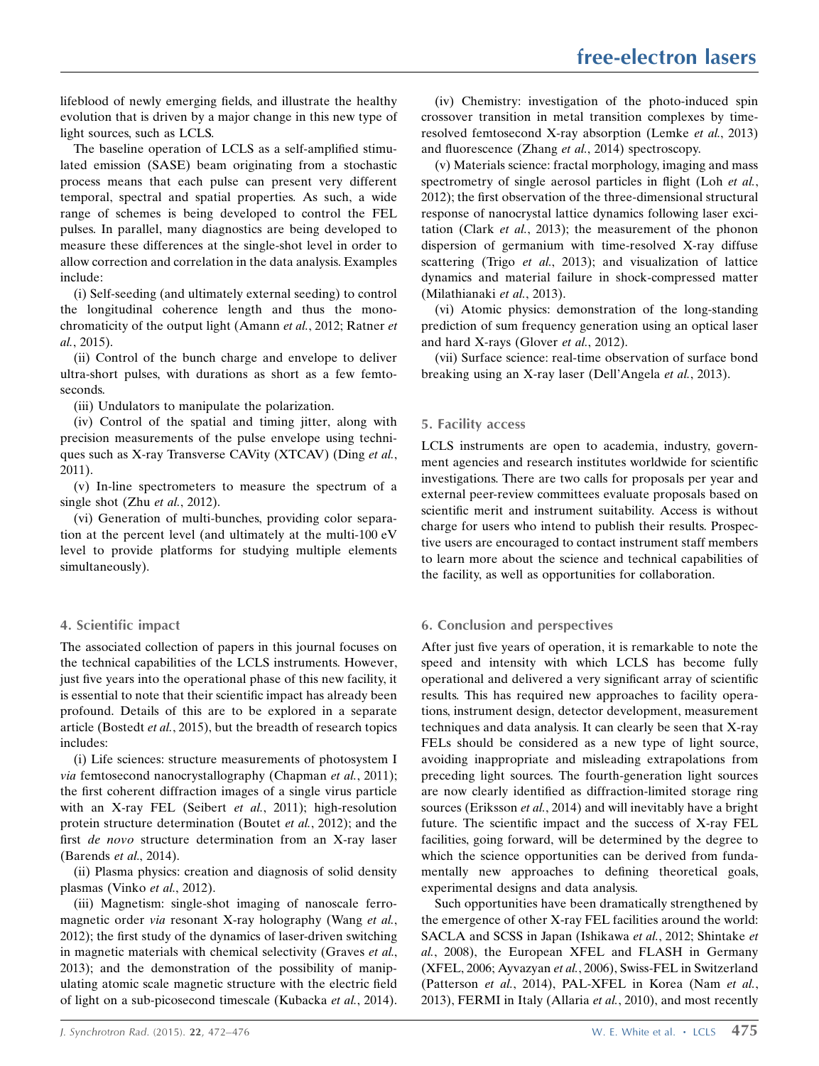lifeblood of newly emerging fields, and illustrate the healthy evolution that is driven by a major change in this new type of light sources, such as LCLS.

The baseline operation of LCLS as a self-amplified stimulated emission (SASE) beam originating from a stochastic process means that each pulse can present very different temporal, spectral and spatial properties. As such, a wide range of schemes is being developed to control the FEL pulses. In parallel, many diagnostics are being developed to measure these differences at the single-shot level in order to allow correction and correlation in the data analysis. Examples include:

(i) Self-seeding (and ultimately external seeding) to control the longitudinal coherence length and thus the monochromaticity of the output light (Amann *et al.*, 2012; Ratner *et al.*, 2015).

(ii) Control of the bunch charge and envelope to deliver ultra-short pulses, with durations as short as a few femtoseconds.

(iii) Undulators to manipulate the polarization.

(iv) Control of the spatial and timing jitter, along with precision measurements of the pulse envelope using techniques such as X-ray Transverse CAVity (XTCAV) (Ding *et al.*, 2011).

(v) In-line spectrometers to measure the spectrum of a single shot (Zhu *et al.*, 2012).

(vi) Generation of multi-bunches, providing color separation at the percent level (and ultimately at the multi-100 eV level to provide platforms for studying multiple elements simultaneously).

## 4. Scientific impact

The associated collection of papers in this journal focuses on the technical capabilities of the LCLS instruments. However, just five years into the operational phase of this new facility, it is essential to note that their scientific impact has already been profound. Details of this are to be explored in a separate article (Bostedt *et al.*, 2015), but the breadth of research topics includes:

(i) Life sciences: structure measurements of photosystem I *via* femtosecond nanocrystallography (Chapman *et al.*, 2011); the first coherent diffraction images of a single virus particle with an X-ray FEL (Seibert *et al.*, 2011); high-resolution protein structure determination (Boutet *et al.*, 2012); and the first *de novo* structure determination from an X-ray laser (Barends *et al.*, 2014).

(ii) Plasma physics: creation and diagnosis of solid density plasmas (Vinko *et al.*, 2012).

(iii) Magnetism: single-shot imaging of nanoscale ferromagnetic order *via* resonant X-ray holography (Wang *et al.*, 2012); the first study of the dynamics of laser-driven switching in magnetic materials with chemical selectivity (Graves *et al.*, 2013); and the demonstration of the possibility of manipulating atomic scale magnetic structure with the electric field of light on a sub-picosecond timescale (Kubacka *et al.*, 2014).

(iv) Chemistry: investigation of the photo-induced spin crossover transition in metal transition complexes by time-resolved femtosecond X-ray absorption (Lemke *et al.*, 2013) and fluorescence (Zhang *et al.*, 2014) spectroscopy.

(v) Materials science: fractal morphology, imaging and mass spectrometry of single aerosol particles in flight (Loh *et al.*, 2012); the first observation of the three-dimensional structural response of nanocrystal lattice dynamics following laser excitation (Clark *et al.*, 2013); the measurement of the phonon dispersion of germanium with time-resolved X-ray diffuse scattering (Trigo *et al.*, 2013); and visualization of lattice dynamics and material failure in shock-compressed matter (Milathianaki *et al.*, 2013).

(vi) Atomic physics: demonstration of the long-standing prediction of sum frequency generation using an optical laser and hard X-rays (Glover *et al.*, 2012).

(vii) Surface science: real-time observation of surface bond breaking using an X-ray laser (Dell'Angela *et al.*, 2013).

## 5. Facility access

LCLS instruments are open to academia, industry, government agencies and research institutes worldwide for scientific investigations. There are two calls for proposals per year and external peer-review committees evaluate proposals based on scientific merit and instrument suitability. Access is without charge for users who intend to publish their results. Prospective users are encouraged to contact instrument staff members to learn more about the science and technical capabilities of the facility, as well as opportunities for collaboration.

## 6. Conclusion and perspectives

After just five years of operation, it is remarkable to note the speed and intensity with which LCLS has become fully operational and delivered a very significant array of scientific results. This has required new approaches to facility operations, instrument design, detector development, measurement techniques and data analysis. It can clearly be seen that X-ray FELs should be considered as a new type of light source, avoiding inappropriate and misleading extrapolations from preceding light sources. The fourth-generation light sources are now clearly identified as diffraction-limited storage ring sources (Eriksson *et al.*, 2014) and will inevitably have a bright future. The scientific impact and the success of X-ray FEL facilities, going forward, will be determined by the degree to which the science opportunities can be derived from fundamentally new approaches to defining theoretical goals, experimental designs and data analysis.

Such opportunities have been dramatically strengthened by the emergence of other X-ray FEL facilities around the world: SACLA and SCSS in Japan (Ishikawa *et al.*, 2012; Shintake *et al.*, 2008), the European XFEL and FLASH in Germany (XFEL, 2006; Ayvazyan *et al.*, 2006), Swiss-FEL in Switzerland (Patterson *et al.*, 2014), PAL-XFEL in Korea (Nam *et al.*, 2013), FERMI in Italy (Allaria *et al.*, 2010), and most recently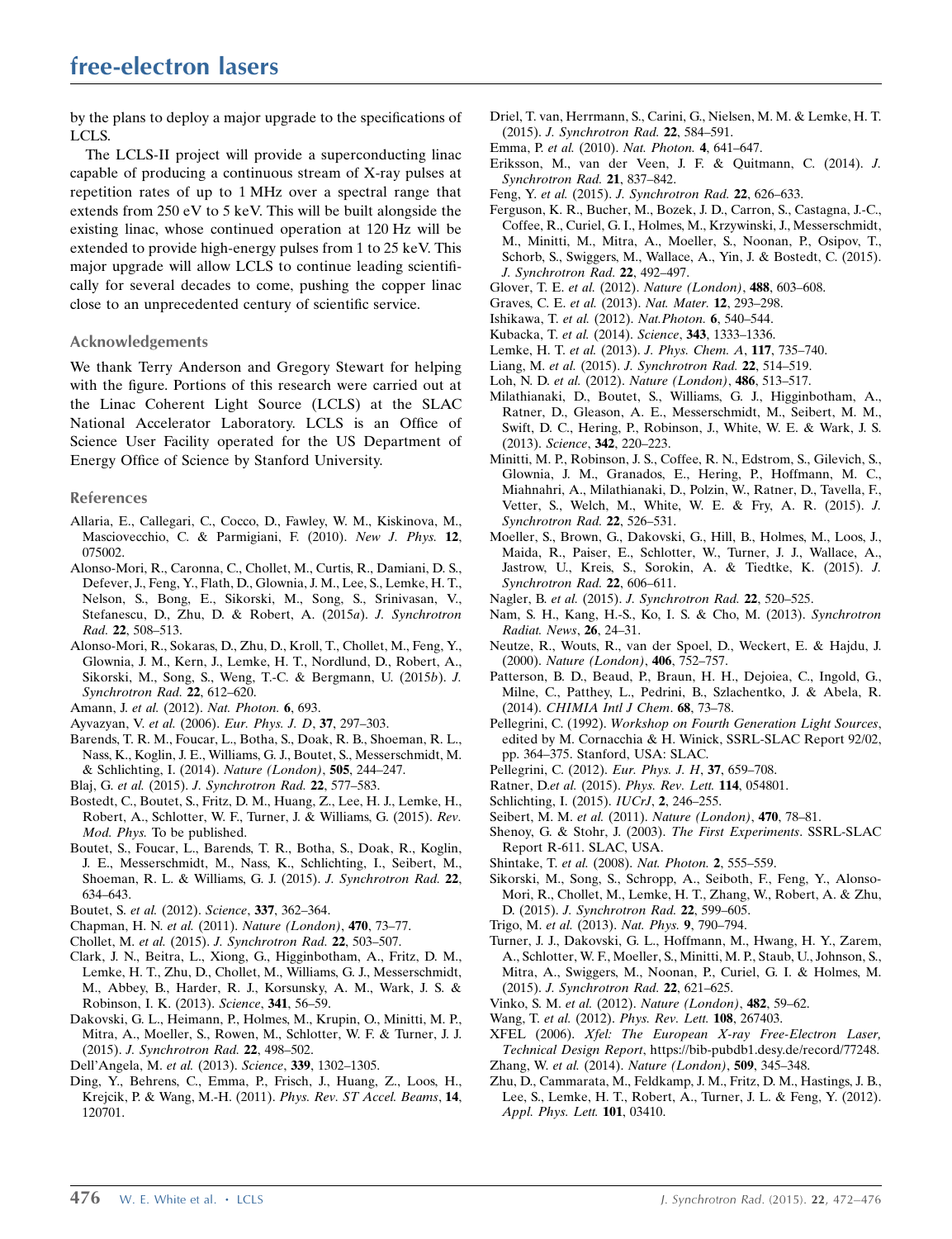by the plans to deploy a major upgrade to the specifications of LCLS.

The LCLS-II project will provide a superconducting linac capable of producing a continuous stream of X-ray pulses at repetition rates of up to 1 MHz over a spectral range that extends from 250 eV to 5 keV. This will be built alongside the existing linac, whose continued operation at 120 Hz will be extended to provide high-energy pulses from 1 to 25 keV. This major upgrade will allow LCLS to continue leading scientifically for several decades to come, pushing the copper linac close to an unprecedented century of scientific service.

## Acknowledgements

We thank Terry Anderson and Gregory Stewart for helping with the figure. Portions of this research were carried out at the Linac Coherent Light Source (LCLS) at the SLAC National Accelerator Laboratory. LCLS is an Office of Science User Facility operated for the US Department of Energy Office of Science by Stanford University.

## References

Allaria, E., Callegari, C., Cocco, D., Fawley, W. M., Kiskinova, M., Masciovecchio, C. & Parmigiani, F. (2010). *New J. Phys.* **12**, 075002.

Alonso-Mori, R., Caronna, C., Chollet, M., Curtis, R., Damiani, D. S., Defever, J., Feng, Y., Flath, D., Glownia, J. M., Lee, S., Lemke, H. T., Nelson, S., Bong, E., Sikorski, M., Song, S., Srinivasan, V., Stefanescu, D., Zhu, D. & Robert, A. (2015*a*). *J. Synchrotron Rad.* **22**, 508–513.

Alonso-Mori, R., Sokaras, D., Zhu, D., Kroll, T., Chollet, M., Feng, Y., Glownia, J. M., Kern, J., Lemke, H. T., Nordlund, D., Robert, A., Sikorski, M., Song, S., Weng, T.-C. & Bergmann, U. (2015*b*). *J. Synchrotron Rad.* **22**, 612–620.

Amann, J. *et al.* (2012). *Nat. Photon.* **6**, 693.

Ayvazyan, V. *et al.* (2006). *Eur. Phys. J. D*, **37**, 297–303.

Barends, T. R. M., Foucar, L., Botha, S., Doak, R. B., Shoeman, R. L., Nass, K., Koglin, J. E., Williams, G. J., Boutet, S., Messerschmidt, M. & Schlichting, I. (2014). *Nature (London)*, **505**, 244–247.

Blaj, G. *et al.* (2015). *J. Synchrotron Rad.* **22**, 577–583.

Bostedt, C., Boutet, S., Fritz, D. M., Huang, Z., Lee, H. J., Lemke, H., Robert, A., Schlotter, W. F., Turner, J. & Williams, G. (2015). *Rev. Mod. Phys.* To be published.

Boutet, S., Foucar, L., Barends, T. R., Botha, S., Doak, R., Koglin, J. E., Messerschmidt, M., Nass, K., Schlichting, I., Seibert, M., Shoeman, R. L. & Williams, G. J. (2015). *J. Synchrotron Rad.* **22**, 634–643.

Boutet, S. *et al.* (2012). *Science*, **337**, 362–364.

Chapman, H. N. *et al.* (2011). *Nature (London)*, **470**, 73–77.

Chollet, M. *et al.* (2015). *J. Synchrotron Rad.* **22**, 503–507.

Clark, J. N., Beitra, L., Xiong, G., Higginbotham, A., Fritz, D. M., Lemke, H. T., Zhu, D., Chollet, M., Williams, G. J., Messerschmidt, M., Abbey, B., Harder, R. J., Korsunsky, A. M., Wark, J. S. & Robinson, I. K. (2013). *Science*, **341**, 56–59.

Dakovski, G. L., Heimann, P., Holmes, M., Krupin, O., Minitti, M. P., Mitra, A., Moeller, S., Rowen, M., Schlotter, W. F. & Turner, J. J. (2015). *J. Synchrotron Rad.* **22**, 498–502.

Dell'Angela, M. *et al.* (2013). *Science*, **339**, 1302–1305.

Ding, Y., Behrens, C., Emma, P., Frisch, J., Huang, Z., Loos, H., Krejcik, P. & Wang, M.-H. (2011). *Phys. Rev. ST Accel. Beams*, **14**, 120701.

Driel, T. van, Herrmann, S., Carini, G., Nielsen, M. M. & Lemke, H. T. (2015). *J. Synchrotron Rad.* **22**, 584–591.

Emma, P. *et al.* (2010). *Nat. Photon.* **4**, 641–647.

Eriksson, M., van der Veen, J. F. & Quitmann, C. (2014). *J. Synchrotron Rad.* **21**, 837–842.

Feng, Y. *et al.* (2015). *J. Synchrotron Rad.* **22**, 626–633.

Ferguson, K. R., Bucher, M., Bozek, J. D., Carron, S., Castagna, J.-C., Coffee, R., Curiel, G. I., Holmes, M., Krzywinski, J., Messerschmidt, M., Minitti, M., Mitra, A., Moeller, S., Noonan, P., Osipov, T., Schorb, S., Swiggers, M., Wallace, A., Yin, J. & Bostedt, C. (2015). *J. Synchrotron Rad.* **22**, 492–497.

Glover, T. E. *et al.* (2012). *Nature (London)*, **488**, 603–608.

Graves, C. E. *et al.* (2013). *Nat. Mater.* **12**, 293–298.

Ishikawa, T. *et al.* (2012). *Nat.Photon.* **6**, 540–544.

Kubacka, T. *et al.* (2014). *Science*, **343**, 1333–1336.

Lemke, H. T. *et al.* (2013). *J. Phys. Chem. A*, **117**, 735–740.

Liang, M. *et al.* (2015). *J. Synchrotron Rad.* **22**, 514–519.

Loh, N. D. *et al.* (2012). *Nature (London)*, **486**, 513–517.

Milathianaki, D., Boutet, S., Williams, G. J., Higginbotham, A., Ratner, D., Gleason, A. E., Messerschmidt, M., Seibert, M. M., Swift, D. C., Hering, P., Robinson, J., White, W. E. & Wark, J. S. (2013). *Science*, **342**, 220–223.

Minitti, M. P., Robinson, J. S., Coffee, R. N., Edstrom, S., Gilevich, S., Glownia, J. M., Granados, E., Hering, P., Hoffmann, M. C., Miahnahri, A., Milathianaki, D., Polzin, W., Ratner, D., Tavella, F., Vetter, S., Welch, M., White, W. E. & Fry, A. R. (2015). *J. Synchrotron Rad.* **22**, 526–531.

Moeller, S., Brown, G., Dakovski, G., Hill, B., Holmes, M., Loos, J., Maida, R., Paiser, E., Schlotter, W., Turner, J. J., Wallace, A., Jastrow, U., Kreis, S., Sorokin, A. & Tiedtke, K. (2015). *J. Synchrotron Rad.* **22**, 606–611.

Nagler, B. *et al.* (2015). *J. Synchrotron Rad.* **22**, 520–525.

Nam, S. H., Kang, H.-S., Ko, I. S. & Cho, M. (2013). *Synchrotron Radiat. News*, **26**, 24–31.

Neutze, R., Wouts, R., van der Spoel, D., Weckert, E. & Hajdu, J. (2000). *Nature (London)*, **406**, 752–757.

Patterson, B. D., Beaud, P., Braun, H. H., Dejoiea, C., Ingold, G., Milne, C., Patthey, L., Pedrini, B., Szlachentko, J. & Abela, R. (2014). *CHIMIA Intl J Chem.* **68**, 73–78.

Pellegrini, C. (1992). *Workshop on Fourth Generation Light Sources*, edited by M. Cornacchia & H. Winick, SSRL-SLAC Report 92/02, pp. 364–375. Stanford, USA: SLAC.

Pellegrini, C. (2012). *Eur. Phys. J. H*, **37**, 659–708.

Ratner, D.*et al.* (2015). *Phys. Rev. Lett.* **114**, 054801.

Schlichting, I. (2015). *IUCrJ*, **2**, 246–255.

Seibert, M. M. *et al.* (2011). *Nature (London)*, **470**, 78–81.

Shenoy, G. & Stohr, J. (2003). *The First Experiments*. SSRL-SLAC Report R-611. SLAC, USA.

Shintake, T. *et al.* (2008). *Nat. Photon.* **2**, 555–559.

Sikorski, M., Song, S., Schropp, A., Seiboth, F., Feng, Y., Alonso-Mori, R., Chollet, M., Lemke, H. T., Zhang, W., Robert, A. & Zhu, D. (2015). *J. Synchrotron Rad.* **22**, 599–605.

Trigo, M. *et al.* (2013). *Nat. Phys.* **9**, 790–794.

Turner, J. J., Dakovski, G. L., Hoffmann, M., Hwang, H. Y., Zarem, A., Schlotter, W. F., Moeller, S., Minitti, M. P., Staub, U., Johnson, S., Mitra, A., Swiggers, M., Noonan, P., Curiel, G. I. & Holmes, M. (2015). *J. Synchrotron Rad.* **22**, 621–625.

Vinko, S. M. *et al.* (2012). *Nature (London)*, **482**, 59–62.

Wang, T. *et al.* (2012). *Phys. Rev. Lett.* **108**, 267403.

XFEL (2006). *Xfel: The European X-ray Free-Electron Laser, Technical Design Report*, https://bib-pubdb1.desy.de/record/77248.

Zhang, W. *et al.* (2014). *Nature (London)*, **509**, 345–348.

Zhu, D., Cammarata, M., Feldkamp, J. M., Fritz, D. M., Hastings, J. B., Lee, S., Lemke, H. T., Robert, A., Turner, J. L. & Feng, Y. (2012). *Appl. Phys. Lett.* **101**, 03410.